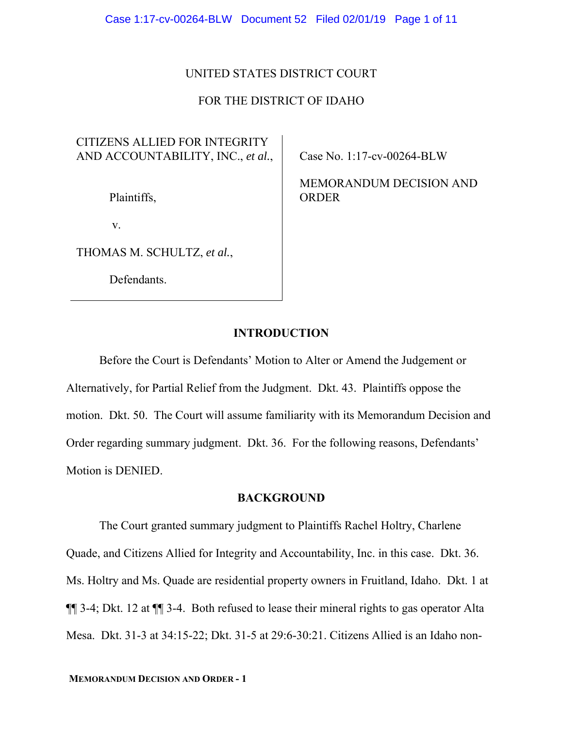UNITED STATES DISTRICT COURT

FOR THE DISTRICT OF IDAHO

| | |
|---|---|
| CITIZENS ALLIED FOR INTEGRITY AND ACCOUNTABILITY, INC., *et al.*,<br><br>Plaintiffs,<br><br>v.<br><br>THOMAS M. SCHULTZ, *et al.*,<br><br>Defendants. | Case No. 1:17-cv-00264-BLW<br><br>MEMORANDUM DECISION AND ORDER |

## INTRODUCTION

Before the Court is Defendants' Motion to Alter or Amend the Judgement or Alternatively, for Partial Relief from the Judgment. Dkt. 43. Plaintiffs oppose the motion. Dkt. 50. The Court will assume familiarity with its Memorandum Decision and Order regarding summary judgment. Dkt. 36. For the following reasons, Defendants' Motion is DENIED.

## BACKGROUND

The Court granted summary judgment to Plaintiffs Rachel Holtry, Charlene Quade, and Citizens Allied for Integrity and Accountability, Inc. in this case. Dkt. 36. Ms. Holtry and Ms. Quade are residential property owners in Fruitland, Idaho. Dkt. 1 at ¶¶ 3-4; Dkt. 12 at ¶¶ 3-4. Both refused to lease their mineral rights to gas operator Alta Mesa. Dkt. 31-3 at 34:15-22; Dkt. 31-5 at 29:6-30:21. Citizens Allied is an Idaho non-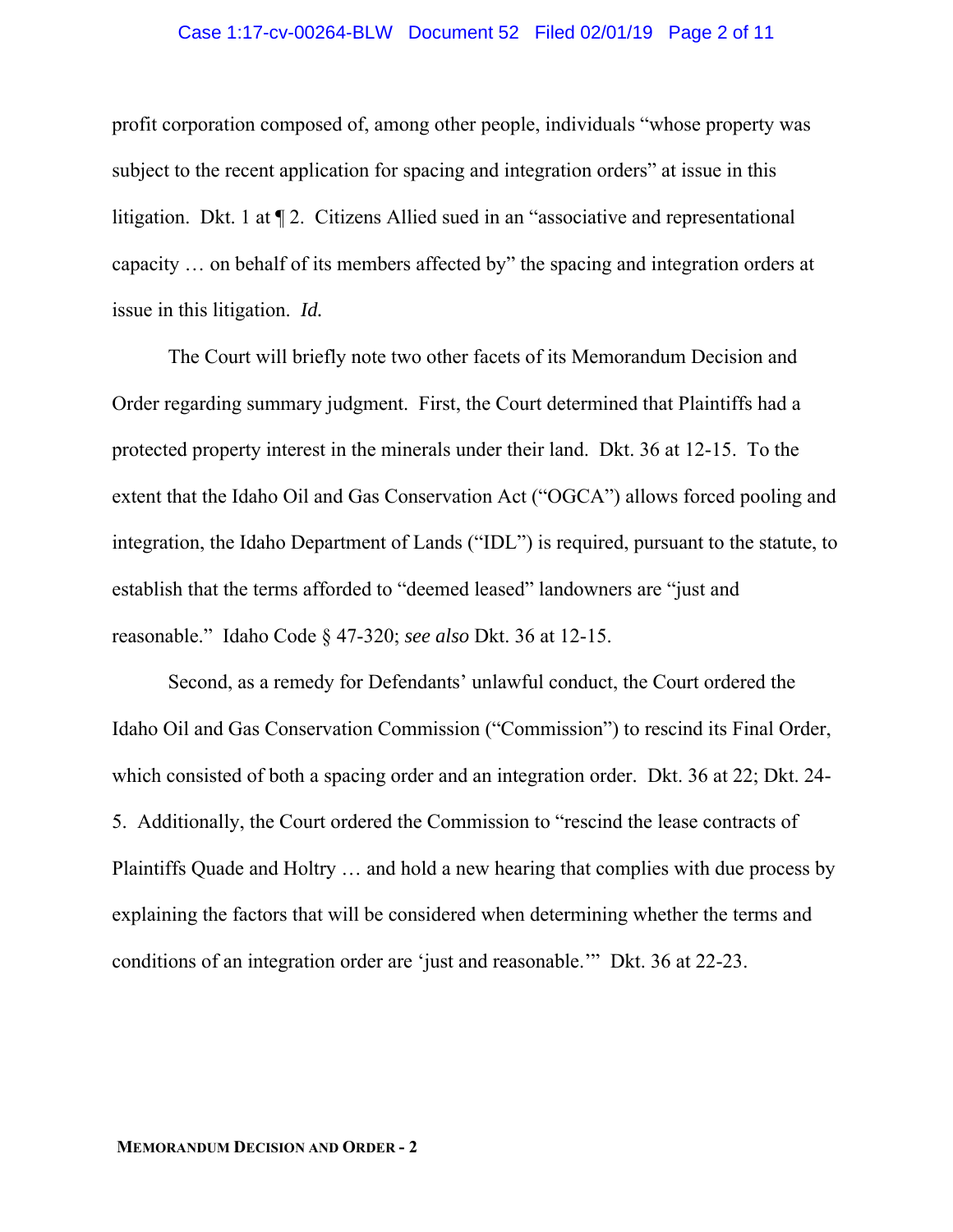profit corporation composed of, among other people, individuals "whose property was subject to the recent application for spacing and integration orders" at issue in this litigation. Dkt. 1 at ¶ 2. Citizens Allied sued in an "associative and representational capacity … on behalf of its members affected by" the spacing and integration orders at issue in this litigation. *Id.*

The Court will briefly note two other facets of its Memorandum Decision and Order regarding summary judgment. First, the Court determined that Plaintiffs had a protected property interest in the minerals under their land. Dkt. 36 at 12-15. To the extent that the Idaho Oil and Gas Conservation Act ("OGCA") allows forced pooling and integration, the Idaho Department of Lands ("IDL") is required, pursuant to the statute, to establish that the terms afforded to "deemed leased" landowners are "just and reasonable." Idaho Code § 47-320; *see also* Dkt. 36 at 12-15.

Second, as a remedy for Defendants' unlawful conduct, the Court ordered the Idaho Oil and Gas Conservation Commission ("Commission") to rescind its Final Order, which consisted of both a spacing order and an integration order. Dkt. 36 at 22; Dkt. 24-5. Additionally, the Court ordered the Commission to "rescind the lease contracts of Plaintiffs Quade and Holtry … and hold a new hearing that complies with due process by explaining the factors that will be considered when determining whether the terms and conditions of an integration order are 'just and reasonable.'" Dkt. 36 at 22-23.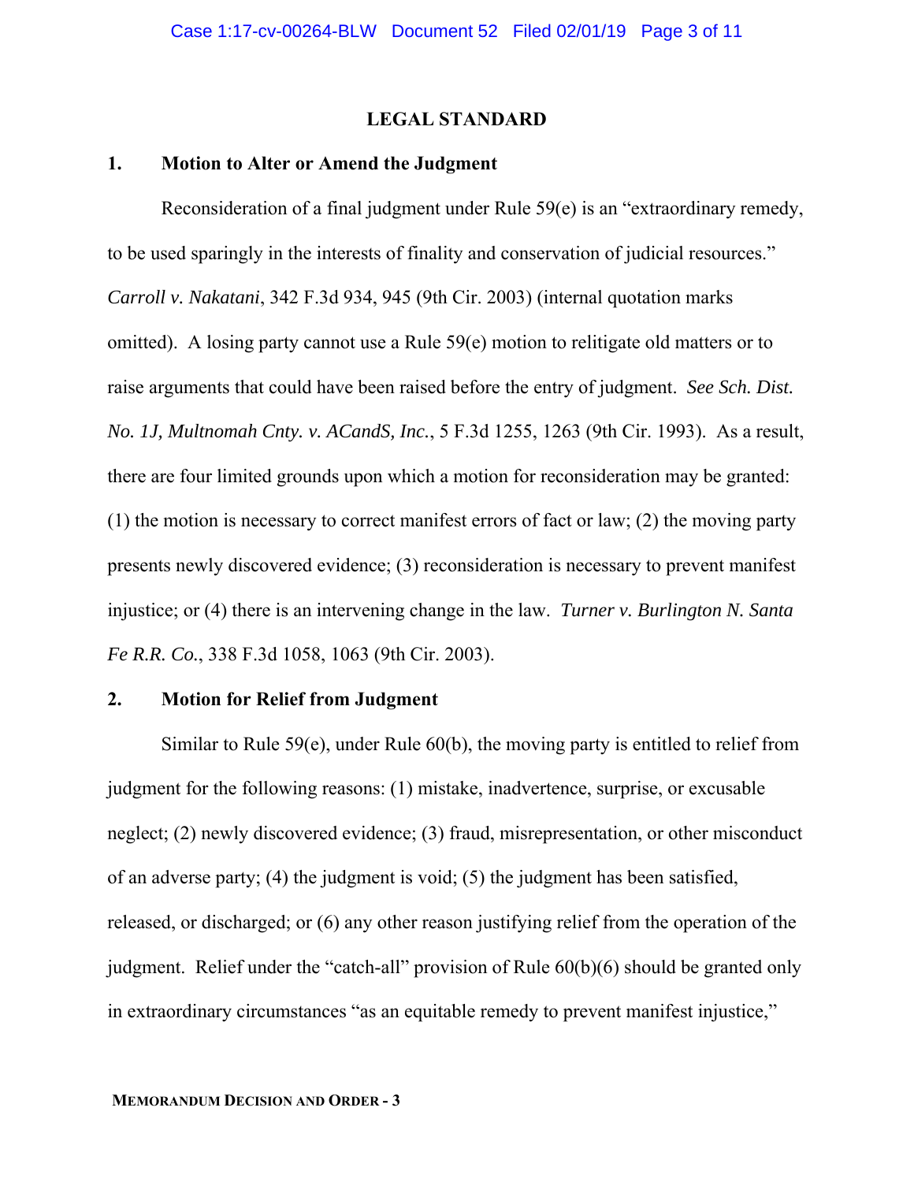## LEGAL STANDARD

### 1. Motion to Alter or Amend the Judgment

Reconsideration of a final judgment under Rule 59(e) is an "extraordinary remedy, to be used sparingly in the interests of finality and conservation of judicial resources." *Carroll v. Nakatani*, 342 F.3d 934, 945 (9th Cir. 2003) (internal quotation marks omitted). A losing party cannot use a Rule 59(e) motion to relitigate old matters or to raise arguments that could have been raised before the entry of judgment. *See Sch. Dist. No. 1J, Multnomah Cnty. v. ACandS, Inc.*, 5 F.3d 1255, 1263 (9th Cir. 1993). As a result, there are four limited grounds upon which a motion for reconsideration may be granted: (1) the motion is necessary to correct manifest errors of fact or law; (2) the moving party presents newly discovered evidence; (3) reconsideration is necessary to prevent manifest injustice; or (4) there is an intervening change in the law. *Turner v. Burlington N. Santa Fe R.R. Co.*, 338 F.3d 1058, 1063 (9th Cir. 2003).

### 2. Motion for Relief from Judgment

Similar to Rule 59(e), under Rule 60(b), the moving party is entitled to relief from judgment for the following reasons: (1) mistake, inadvertence, surprise, or excusable neglect; (2) newly discovered evidence; (3) fraud, misrepresentation, or other misconduct of an adverse party; (4) the judgment is void; (5) the judgment has been satisfied, released, or discharged; or (6) any other reason justifying relief from the operation of the judgment. Relief under the "catch-all" provision of Rule 60(b)(6) should be granted only in extraordinary circumstances "as an equitable remedy to prevent manifest injustice,"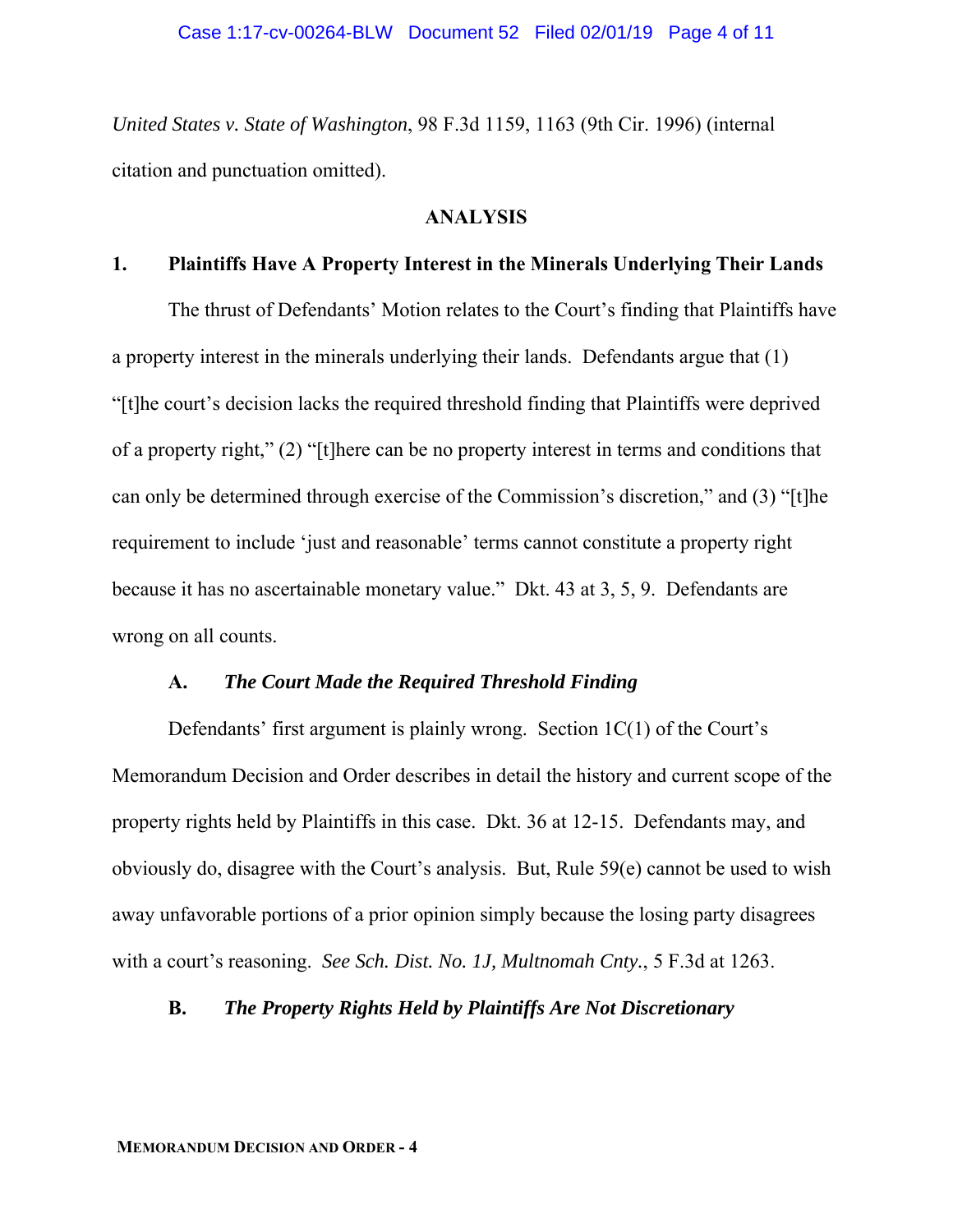*United States v. State of Washington*, 98 F.3d 1159, 1163 (9th Cir. 1996) (internal citation and punctuation omitted).

## ANALYSIS

### 1. Plaintiffs Have A Property Interest in the Minerals Underlying Their Lands

The thrust of Defendants' Motion relates to the Court's finding that Plaintiffs have a property interest in the minerals underlying their lands. Defendants argue that (1) "[t]he court's decision lacks the required threshold finding that Plaintiffs were deprived of a property right," (2) "[t]here can be no property interest in terms and conditions that can only be determined through exercise of the Commission's discretion," and (3) "[t]he requirement to include 'just and reasonable' terms cannot constitute a property right because it has no ascertainable monetary value." Dkt. 43 at 3, 5, 9. Defendants are wrong on all counts.

#### A. *The Court Made the Required Threshold Finding*

Defendants' first argument is plainly wrong. Section 1C(1) of the Court's Memorandum Decision and Order describes in detail the history and current scope of the property rights held by Plaintiffs in this case. Dkt. 36 at 12-15. Defendants may, and obviously do, disagree with the Court's analysis. But, Rule 59(e) cannot be used to wish away unfavorable portions of a prior opinion simply because the losing party disagrees with a court's reasoning. *See Sch. Dist. No. 1J, Multnomah Cnty.*, 5 F.3d at 1263.

#### B. *The Property Rights Held by Plaintiffs Are Not Discretionary*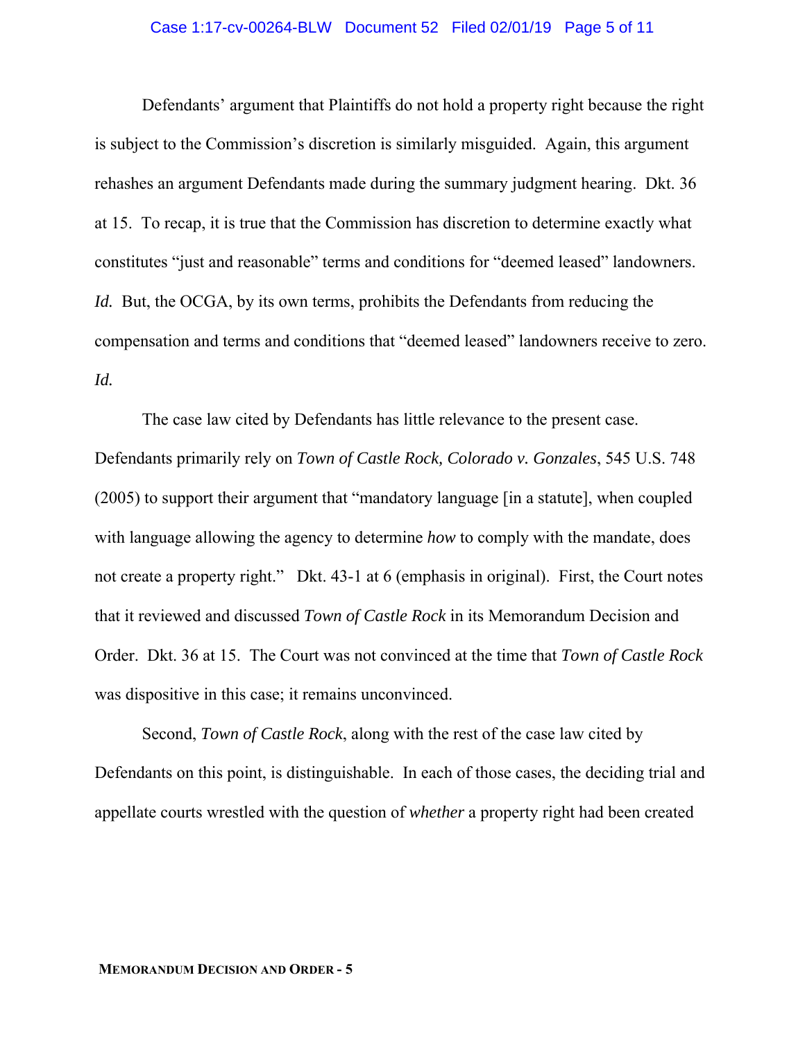Defendants' argument that Plaintiffs do not hold a property right because the right is subject to the Commission's discretion is similarly misguided. Again, this argument rehashes an argument Defendants made during the summary judgment hearing. Dkt. 36 at 15. To recap, it is true that the Commission has discretion to determine exactly what constitutes "just and reasonable" terms and conditions for "deemed leased" landowners. *Id.* But, the OCGA, by its own terms, prohibits the Defendants from reducing the compensation and terms and conditions that "deemed leased" landowners receive to zero. *Id.*

The case law cited by Defendants has little relevance to the present case. Defendants primarily rely on *Town of Castle Rock, Colorado v. Gonzales*, 545 U.S. 748 (2005) to support their argument that "mandatory language [in a statute], when coupled with language allowing the agency to determine *how* to comply with the mandate, does not create a property right." Dkt. 43-1 at 6 (emphasis in original). First, the Court notes that it reviewed and discussed *Town of Castle Rock* in its Memorandum Decision and Order. Dkt. 36 at 15. The Court was not convinced at the time that *Town of Castle Rock* was dispositive in this case; it remains unconvinced.

Second, *Town of Castle Rock*, along with the rest of the case law cited by Defendants on this point, is distinguishable. In each of those cases, the deciding trial and appellate courts wrestled with the question of *whether* a property right had been created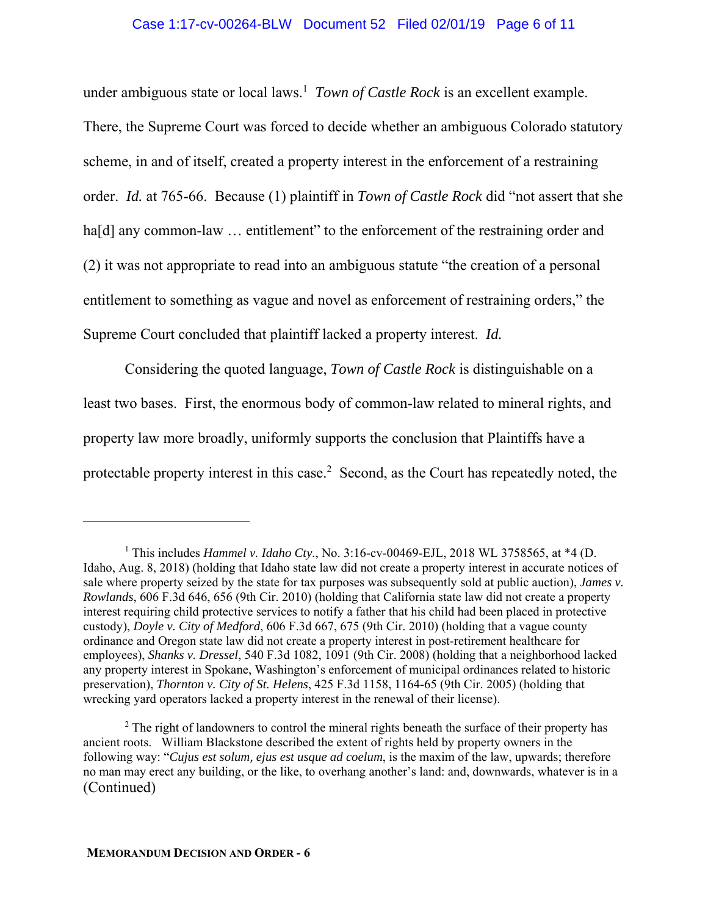under ambiguous state or local laws.[1] *Town of Castle Rock* is an excellent example. There, the Supreme Court was forced to decide whether an ambiguous Colorado statutory scheme, in and of itself, created a property interest in the enforcement of a restraining order. *Id.* at 765-66. Because (1) plaintiff in *Town of Castle Rock* did "not assert that she ha[d] any common-law … entitlement" to the enforcement of the restraining order and (2) it was not appropriate to read into an ambiguous statute "the creation of a personal entitlement to something as vague and novel as enforcement of restraining orders," the Supreme Court concluded that plaintiff lacked a property interest. *Id.*

Considering the quoted language, *Town of Castle Rock* is distinguishable on a least two bases. First, the enormous body of common-law related to mineral rights, and property law more broadly, uniformly supports the conclusion that Plaintiffs have a protectable property interest in this case.[2] Second, as the Court has repeatedly noted, the

---

[1] This includes *Hammel v. Idaho Cty.*, No. 3:16-cv-00469-EJL, 2018 WL 3758565, at *4 (D. Idaho, Aug. 8, 2018) (holding that Idaho state law did not create a property interest in accurate notices of sale where property seized by the state for tax purposes was subsequently sold at public auction), *James v. Rowlands*, 606 F.3d 646, 656 (9th Cir. 2010) (holding that California state law did not create a property interest requiring child protective services to notify a father that his child had been placed in protective custody), *Doyle v. City of Medford*, 606 F.3d 667, 675 (9th Cir. 2010) (holding that a vague county ordinance and Oregon state law did not create a property interest in post-retirement healthcare for employees), *Shanks v. Dressel*, 540 F.3d 1082, 1091 (9th Cir. 2008) (holding that a neighborhood lacked any property interest in Spokane, Washington's enforcement of municipal ordinances related to historic preservation), *Thornton v. City of St. Helens*, 425 F.3d 1158, 1164-65 (9th Cir. 2005) (holding that wrecking yard operators lacked a property interest in the renewal of their license).

[2] The right of landowners to control the mineral rights beneath the surface of their property has ancient roots. William Blackstone described the extent of rights held by property owners in the following way: "*Cujus est solum, ejus est usque ad coelum*, is the maxim of the law, upwards; therefore no man may erect any building, or the like, to overhang another's land: and, downwards, whatever is in a (Continued)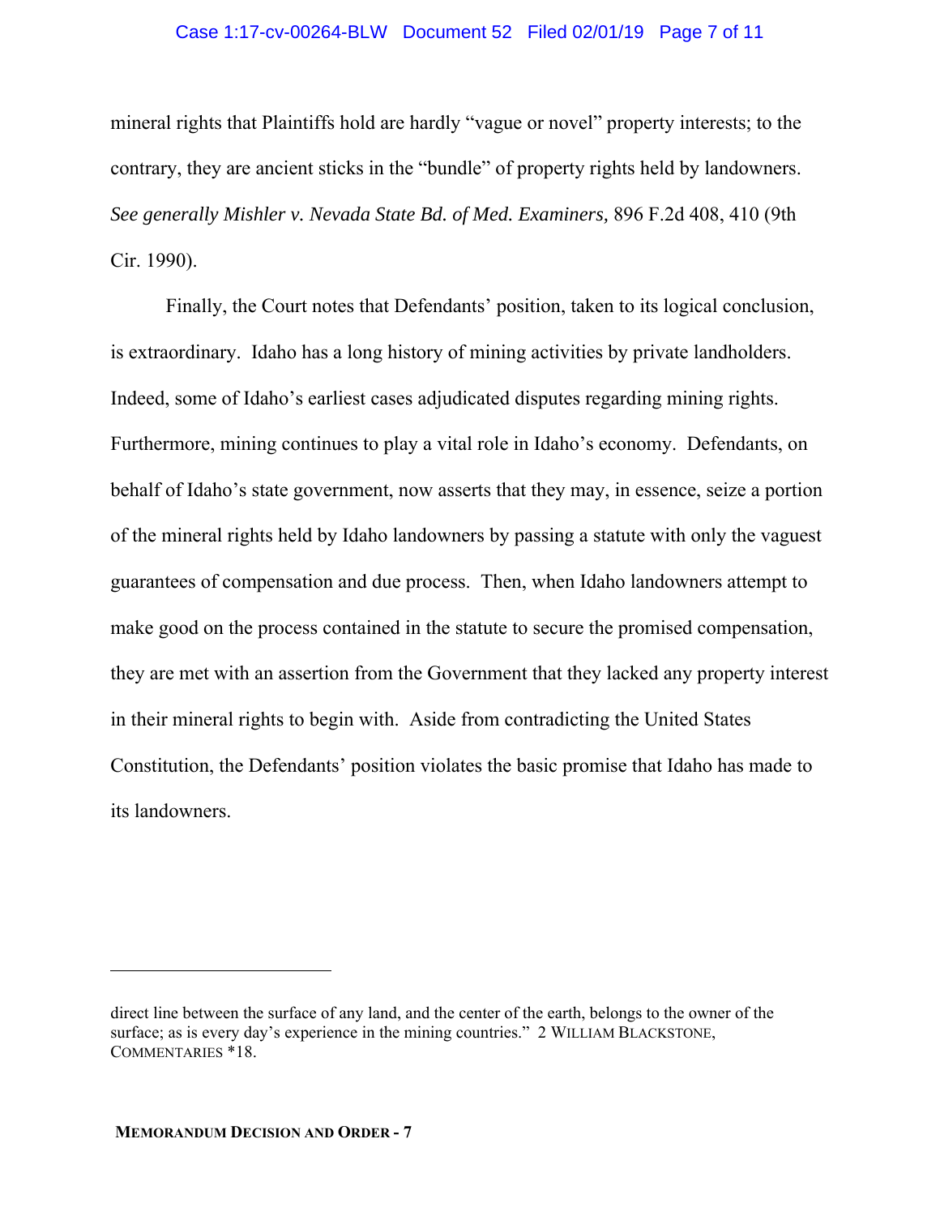mineral rights that Plaintiffs hold are hardly "vague or novel" property interests; to the contrary, they are ancient sticks in the "bundle" of property rights held by landowners. *See generally Mishler v. Nevada State Bd. of Med. Examiners,* 896 F.2d 408, 410 (9th Cir. 1990).

Finally, the Court notes that Defendants' position, taken to its logical conclusion, is extraordinary. Idaho has a long history of mining activities by private landholders. Indeed, some of Idaho's earliest cases adjudicated disputes regarding mining rights. Furthermore, mining continues to play a vital role in Idaho's economy. Defendants, on behalf of Idaho's state government, now asserts that they may, in essence, seize a portion of the mineral rights held by Idaho landowners by passing a statute with only the vaguest guarantees of compensation and due process. Then, when Idaho landowners attempt to make good on the process contained in the statute to secure the promised compensation, they are met with an assertion from the Government that they lacked any property interest in their mineral rights to begin with. Aside from contradicting the United States Constitution, the Defendants' position violates the basic promise that Idaho has made to its landowners.

---

direct line between the surface of any land, and the center of the earth, belongs to the owner of the surface; as is every day's experience in the mining countries." 2 WILLIAM BLACKSTONE, COMMENTARIES *18.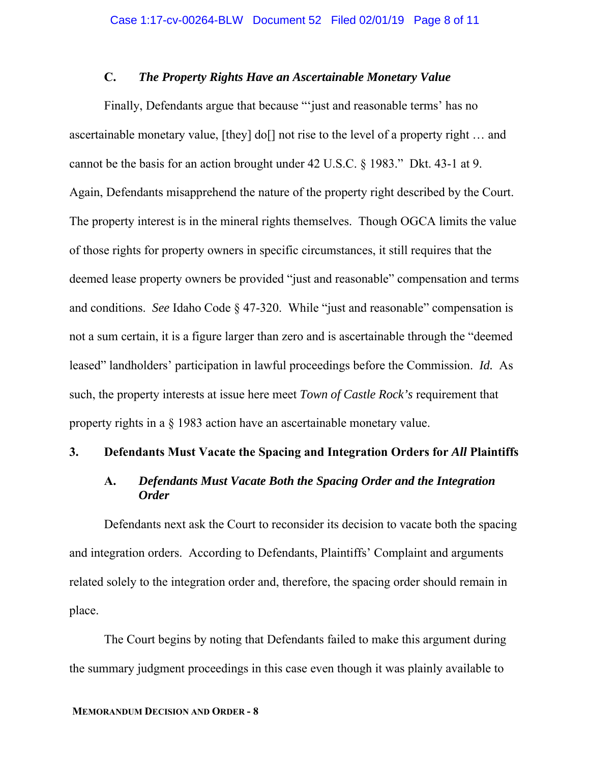### C. *The Property Rights Have an Ascertainable Monetary Value*

Finally, Defendants argue that because "'just and reasonable terms' has no ascertainable monetary value, [they] do[] not rise to the level of a property right … and cannot be the basis for an action brought under 42 U.S.C. § 1983." Dkt. 43-1 at 9. Again, Defendants misapprehend the nature of the property right described by the Court. The property interest is in the mineral rights themselves. Though OGCA limits the value of those rights for property owners in specific circumstances, it still requires that the deemed lease property owners be provided "just and reasonable" compensation and terms and conditions. *See* Idaho Code § 47-320. While "just and reasonable" compensation is not a sum certain, it is a figure larger than zero and is ascertainable through the "deemed leased" landholders' participation in lawful proceedings before the Commission. *Id.* As such, the property interests at issue here meet *Town of Castle Rock's* requirement that property rights in a § 1983 action have an ascertainable monetary value.

## 3. Defendants Must Vacate the Spacing and Integration Orders for *All* Plaintiffs

### A. *Defendants Must Vacate Both the Spacing Order and the Integration Order*

Defendants next ask the Court to reconsider its decision to vacate both the spacing and integration orders. According to Defendants, Plaintiffs' Complaint and arguments related solely to the integration order and, therefore, the spacing order should remain in place.

The Court begins by noting that Defendants failed to make this argument during the summary judgment proceedings in this case even though it was plainly available to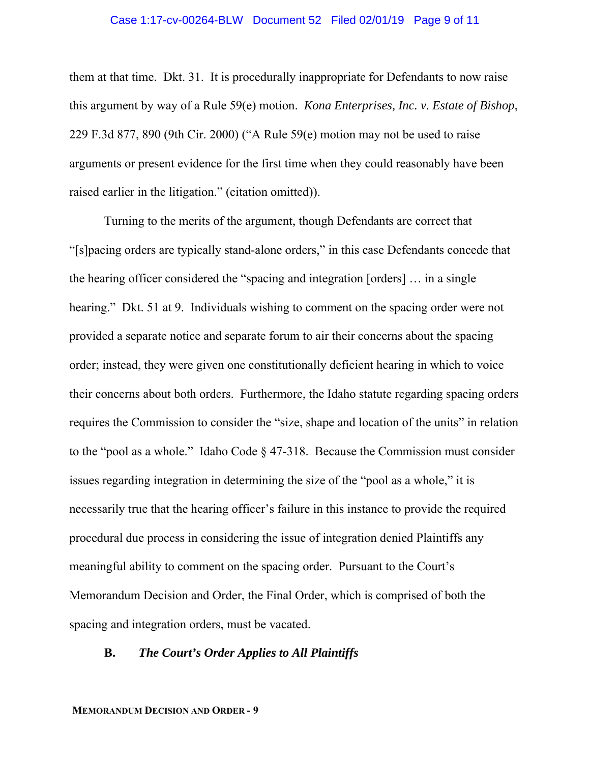them at that time. Dkt. 31. It is procedurally inappropriate for Defendants to now raise this argument by way of a Rule 59(e) motion. *Kona Enterprises, Inc. v. Estate of Bishop*, 229 F.3d 877, 890 (9th Cir. 2000) ("A Rule 59(e) motion may not be used to raise arguments or present evidence for the first time when they could reasonably have been raised earlier in the litigation." (citation omitted)).

Turning to the merits of the argument, though Defendants are correct that "[s]pacing orders are typically stand-alone orders," in this case Defendants concede that the hearing officer considered the "spacing and integration [orders] … in a single hearing." Dkt. 51 at 9. Individuals wishing to comment on the spacing order were not provided a separate notice and separate forum to air their concerns about the spacing order; instead, they were given one constitutionally deficient hearing in which to voice their concerns about both orders. Furthermore, the Idaho statute regarding spacing orders requires the Commission to consider the "size, shape and location of the units" in relation to the "pool as a whole." Idaho Code § 47-318. Because the Commission must consider issues regarding integration in determining the size of the "pool as a whole," it is necessarily true that the hearing officer's failure in this instance to provide the required procedural due process in considering the issue of integration denied Plaintiffs any meaningful ability to comment on the spacing order. Pursuant to the Court's Memorandum Decision and Order, the Final Order, which is comprised of both the spacing and integration orders, must be vacated.

### B. *The Court's Order Applies to All Plaintiffs*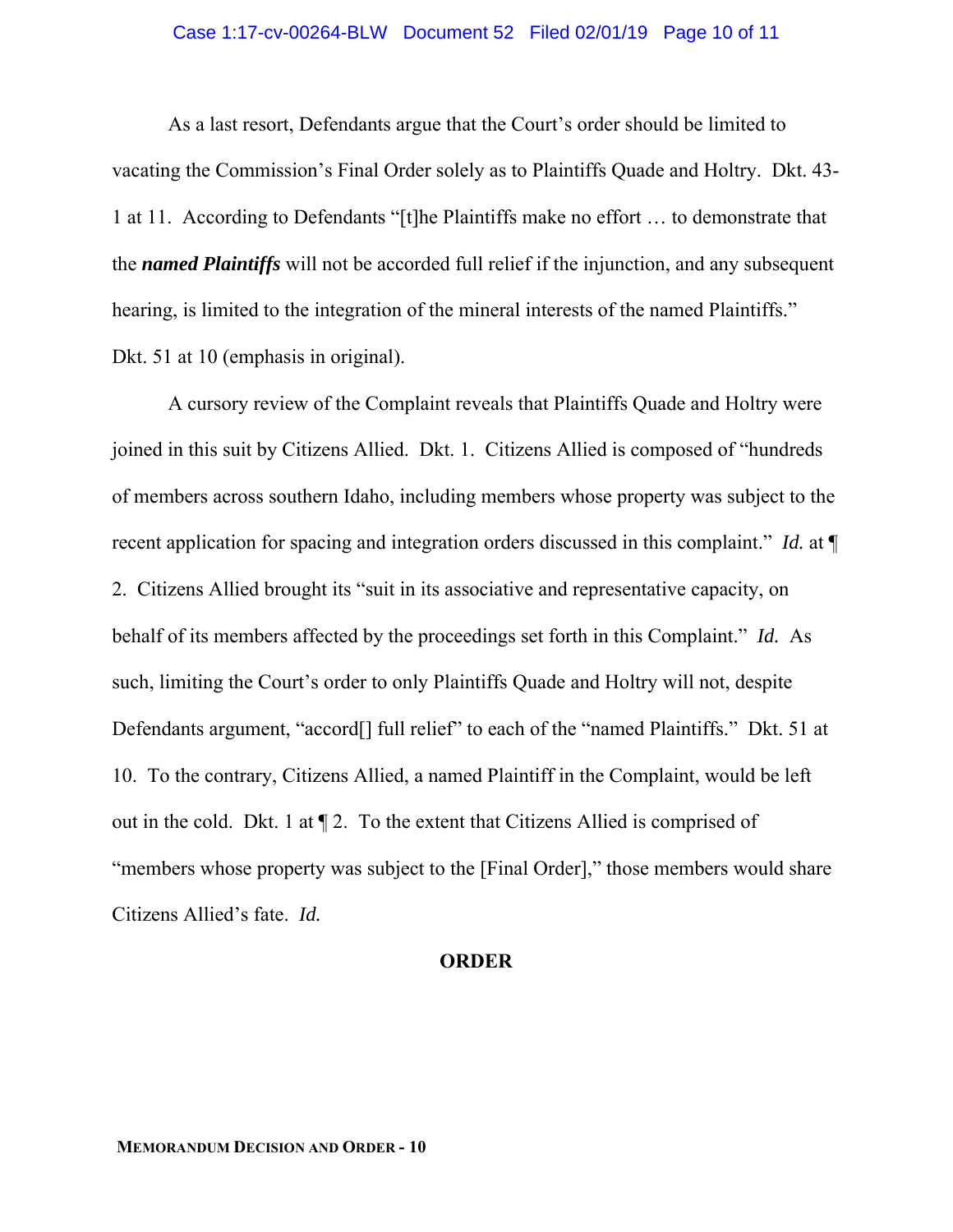As a last resort, Defendants argue that the Court's order should be limited to vacating the Commission's Final Order solely as to Plaintiffs Quade and Holtry. Dkt. 43-1 at 11. According to Defendants "[t]he Plaintiffs make no effort … to demonstrate that the ***named Plaintiffs*** will not be accorded full relief if the injunction, and any subsequent hearing, is limited to the integration of the mineral interests of the named Plaintiffs." Dkt. 51 at 10 (emphasis in original).

A cursory review of the Complaint reveals that Plaintiffs Quade and Holtry were joined in this suit by Citizens Allied. Dkt. 1. Citizens Allied is composed of "hundreds of members across southern Idaho, including members whose property was subject to the recent application for spacing and integration orders discussed in this complaint." *Id.* at ¶ 2. Citizens Allied brought its "suit in its associative and representative capacity, on behalf of its members affected by the proceedings set forth in this Complaint." *Id.* As such, limiting the Court's order to only Plaintiffs Quade and Holtry will not, despite Defendants argument, "accord[] full relief" to each of the "named Plaintiffs." Dkt. 51 at 10. To the contrary, Citizens Allied, a named Plaintiff in the Complaint, would be left out in the cold. Dkt. 1 at ¶ 2. To the extent that Citizens Allied is comprised of "members whose property was subject to the [Final Order]," those members would share Citizens Allied's fate. *Id.*

## ORDER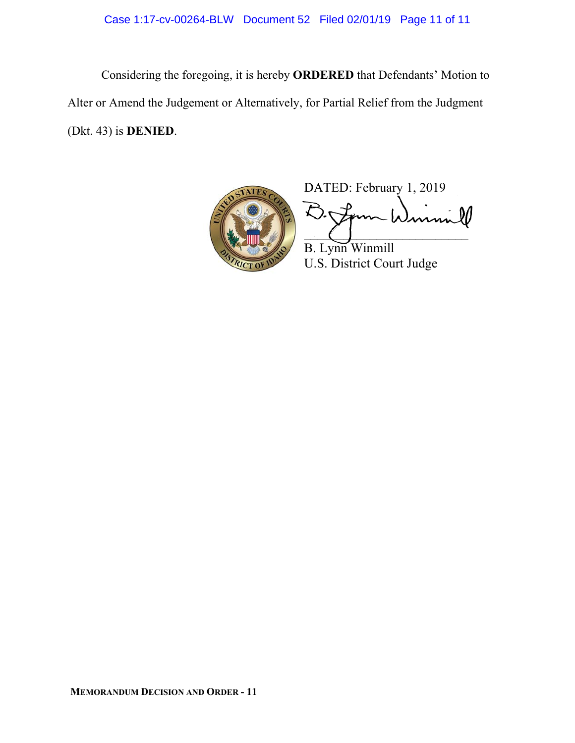Considering the foregoing, it is hereby **ORDERED** that Defendants' Motion to Alter or Amend the Judgement or Alternatively, for Partial Relief from the Judgment (Dkt. 43) is **DENIED**.

DATED: February 1, 2019

B. Lynn Winmill
U.S. District Court Judge